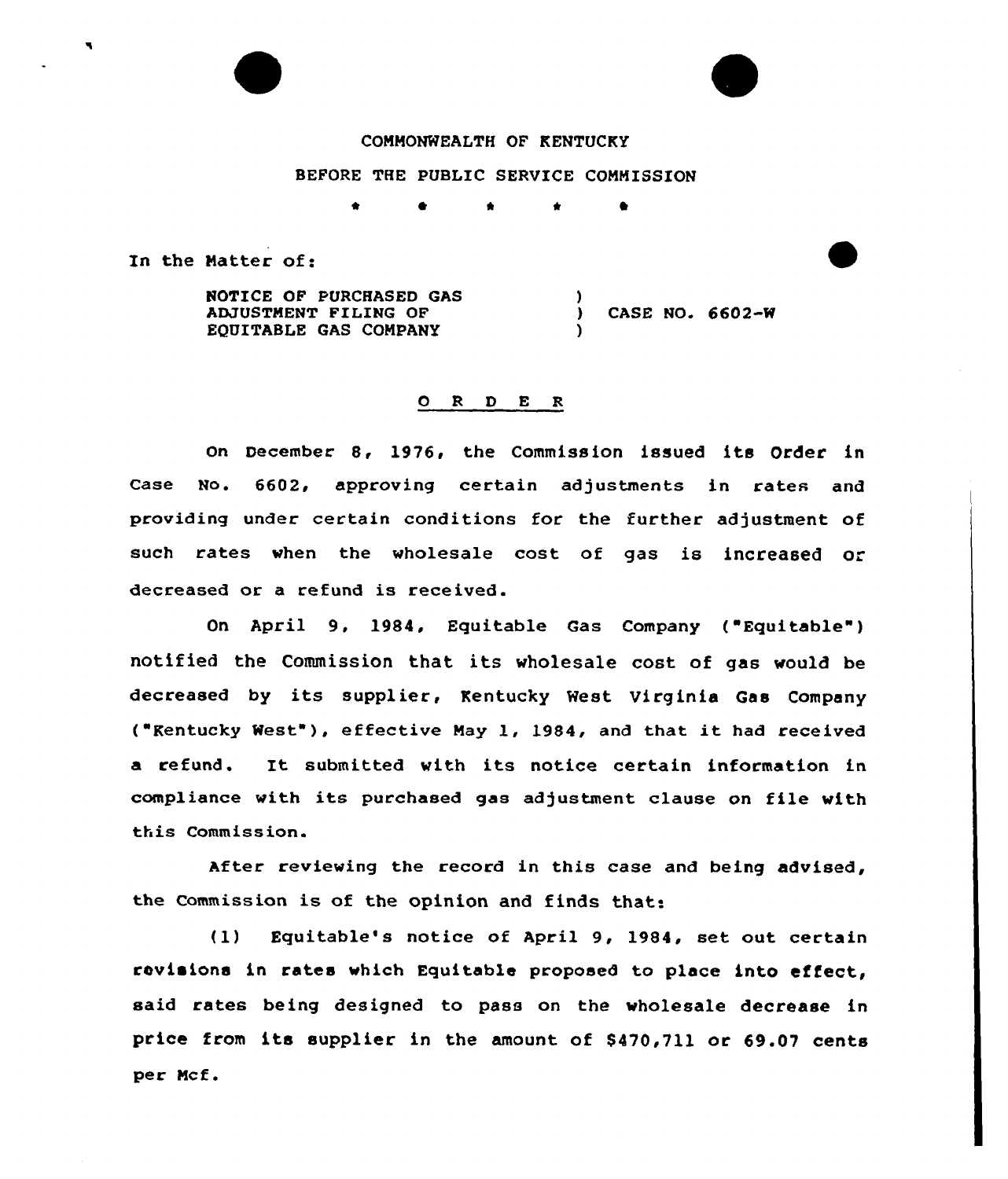COMMONWEALTH OF KENTUCKY

BEFORE THE PUBLIC SERVICE COMMISSION

\* \* \* \* \*

In the Matter of:

NOTICE OF PURCHASED GAS ADJUSTMENT FILING OF EQUITABLE GAS COMPANY ) CASE NO. 6602-W

## O R D E R

On December 8, 1976, the Commission issued its Order in Case No. 6602, approving certain adjustments in rates and providing under certain conditions for the further adjustment of such rates when the wholesale cost of gas is increased or decreased or a refund is received.

On April 9, 1984, Equitable Gas Company ("Equitable") notified the Commission that its wholesale cost of gas would be decreased by its supplier, Kentucky West Virginia Gas Company ("Kentucky West"), effective May 1, 1984, and that it had received a refund. It submitted with its notice certain information in compliance with its purchased gas adjustment clause on file with this Commission.

After reviewing the record in this case and being advised, the Commission is of the opinion and finds that:

(1) Equitable's notice of April 9, 1984, set out certain revisions in rates which Equitable proposed to place into effect, said rates being designed to pass on the wholesale decrease in price from its supplier in the amount of $470,711 or 69.07 cents per Mcf.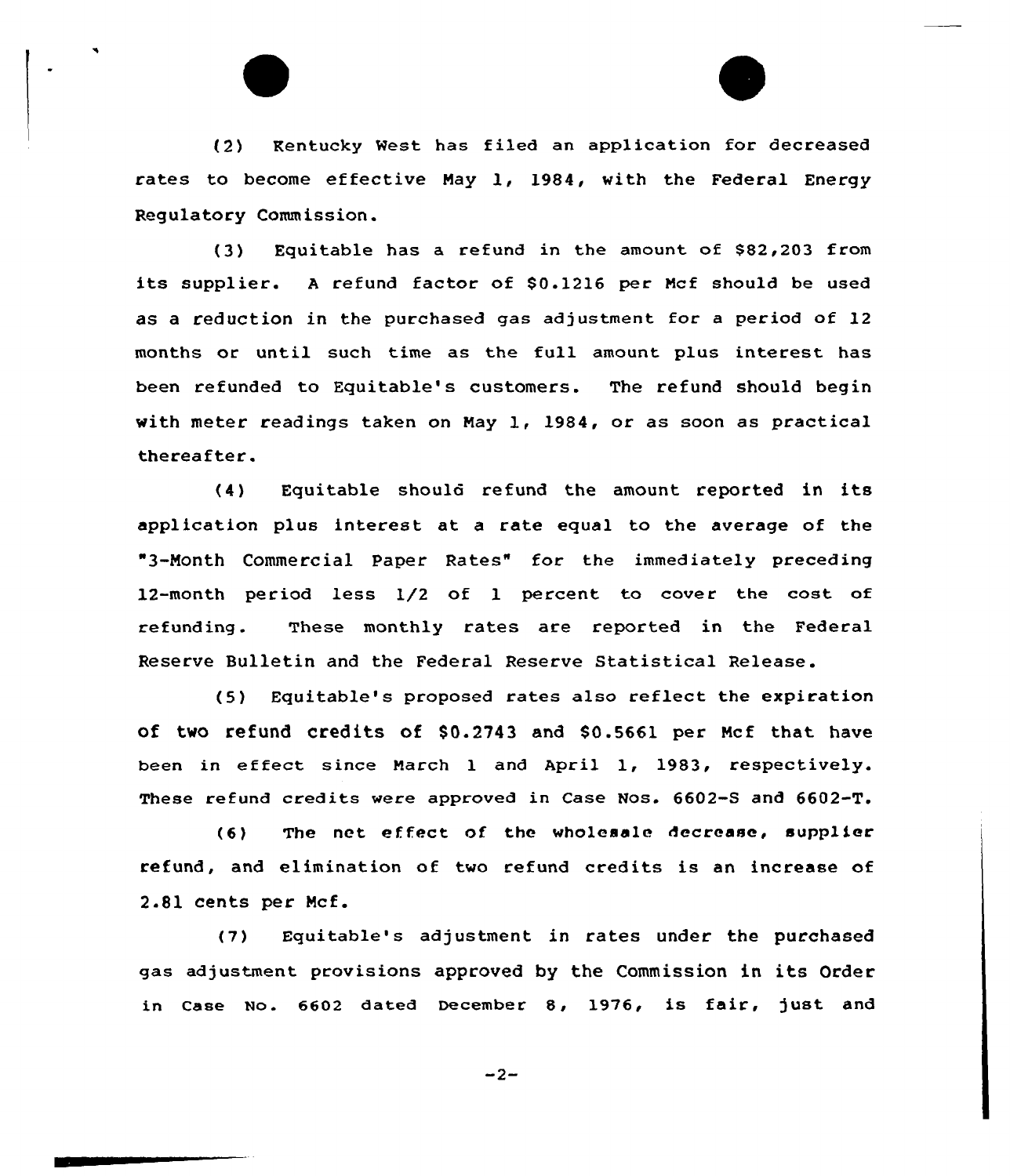(2) Kentucky West has filed an application for decreased rates to become effective May 1, 1984, with the Federal Energy Regulatory Commission.

(3) Equitable has a refund in the amount of $82,203 from its supplier. A refund factor of $0.1216 per Mcf should be used as a reduction in the purchased gas adjustment for a period of 12 months or until such time as the full amount plus interest has been refunded to Equitable's customers. The refund should begin with meter readings taken on May 1, 1984, or as soon as practical thereafter.

(4) Equitable should refund the amount reported in its application plus interest at a rate equal to the average of the "3-Month Commercial Paper Rates" for the immediately preceding 12-month period less 1/2 of 1 percent to cover the cost of refunding. These monthly rates are reported in the Federal Reserve Bulletin and the Federal Reserve Statistical Release.

(5) Equitable's proposed rates also reflect the expiration of two refund credits of $0.2743 and $0.5661 per Mcf that have been in effect since March 1 and April 1, 1983, respectively. These refund credits were approved in Case Nos. 6602-S and 6602-T.

(6) The net effect of the wholesale decrease, supplier refund, and elimination of two refund credits is an increase of 2.81 cents per Mcf.

(7) Equitable's adjustment in rates under the purchased gas adjustment provisions approved by the Commission in its Order in Case No. 6602 dated December 8, 1976, is fair, just and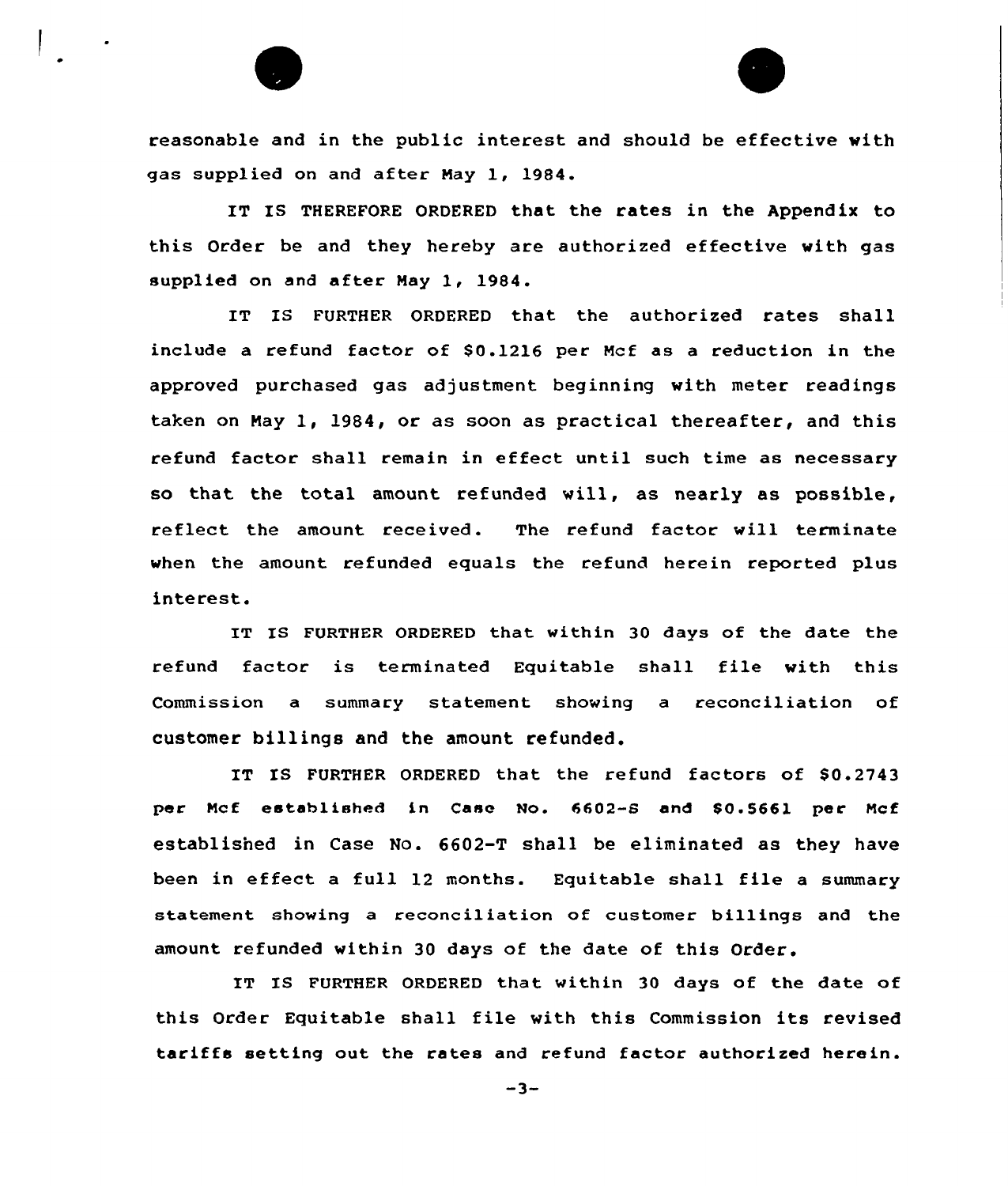reasonable and in the public interest and should be effective with gas supplied on and after May 1, 1984.

IT IS THEREFORE ORDERED that the rates in the Appendix to this Order be and they hereby are authorized effective with gas supplied on and after May 1, 1984.

IT IS FURTHER ORDERED that the authorized rates shall include a refund factor of $0.1216 per Mcf as a reduction in the approved purchased gas adjustment beginning with meter readings taken on May 1, 1984, or as soon as practical thereafter, and this refund factor shall remain in effect until such time as necessary so that the total amount refunded will, as nearly as possible, reflect the amount received. The refund factor will terminate when the amount refunded equals the refund herein reported plus interest.

IT IS FURTHER ORDERED that within 30 days of the date the refund factor is terminated Equitable shall file with this Commission a summary statement showing a reconciliation of customer billings and the amount refunded.

IT IS FURTHER ORDERED that the refund factors of $0.2743 per Mcf established in Case No. 6602-S and $0.5661 per Mcf established in Case No. 6602-T shall be eliminated as they have been in effect a full 12 months. Equitable shall file a summary statement showing a reconciliation of customer billings and the amount refunded within 30 days of the date of this Order.

IT IS FURTHER ORDERED that within 30 days of the date of this Order Equitable shall file with this Commission its revised tariffs setting out the rates and refund factor authorized herein.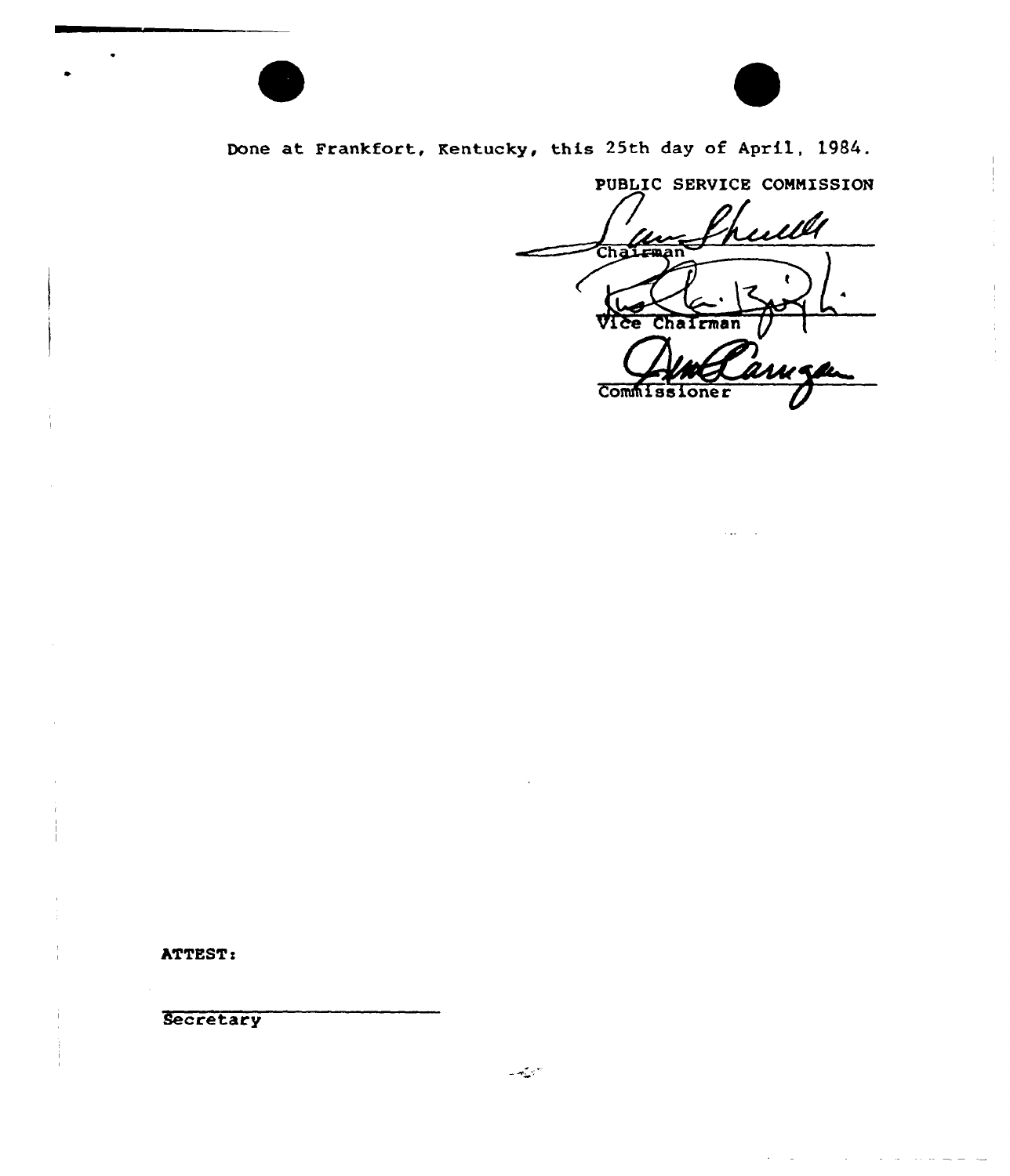Done at Frankfort, Kentucky, this 25th day of April, 1984.

PUBLIC SERVICE COMMISSION

Chairman

Vice Chairman

Commissioner

ATTEST:

Secretary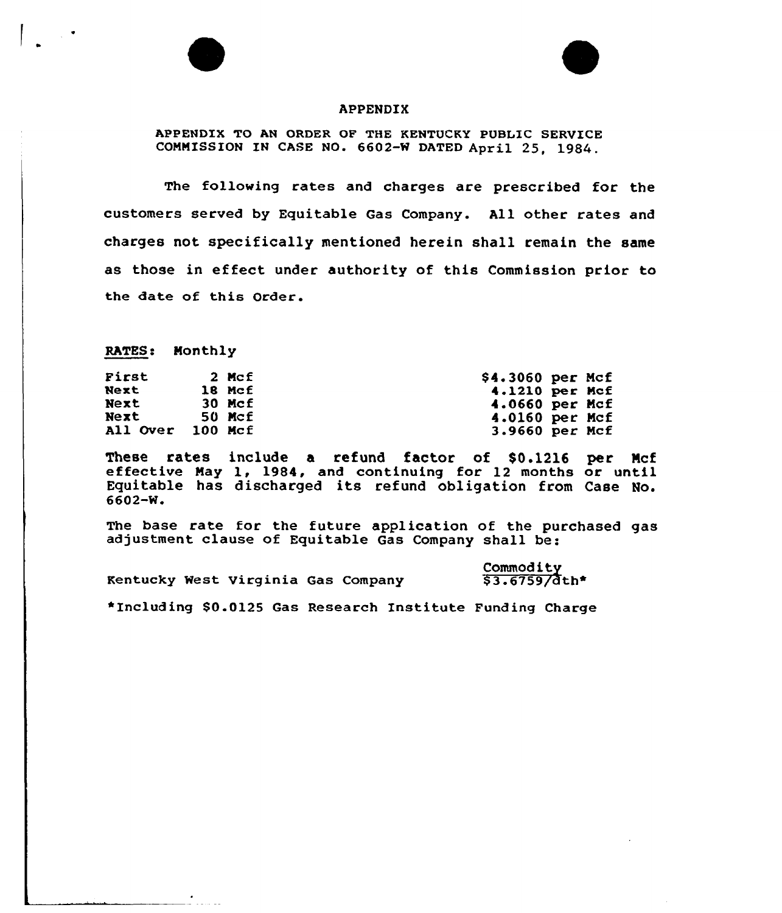# APPENDIX

APPENDIX TO AN ORDER OF THE KENTUCKY PUBLIC SERVICE COMMISSION IN CASE NO. 6602-W DATED April 25, 1984.

The following rates and charges are prescribed for the customers served by Equitable Gas Company. All other rates and charges not specifically mentioned herein shall remain the same as those in effect under authority of this Commission prior to the date of this Order.

RATES: Monthly

| | | |
|---|---|---|
| First | 2 Mcf | $4.3060 per Mcf |
| Next | 18 Mcf | 4.1210 per Mcf |
| Next | 30 Mcf | 4.0660 per Mcf |
| Next | 50 Mcf | 4.0160 per Mcf |
| All Over | 100 Mcf | 3.9660 per Mcf |

These rates include a refund factor of $0.1216 per Mcf effective May 1, 1984, and continuing for 12 months or until Equitable has discharged its refund obligation from Case No. 6602-W.

The base rate for the future application of the purchased gas adjustment clause of Equitable Gas Company shall be:

| | Commodity |
|---|---|
| Kentucky West Virginia Gas Company | $3.6759/dth* |

*Including $0.0125 Gas Research Institute Funding Charge